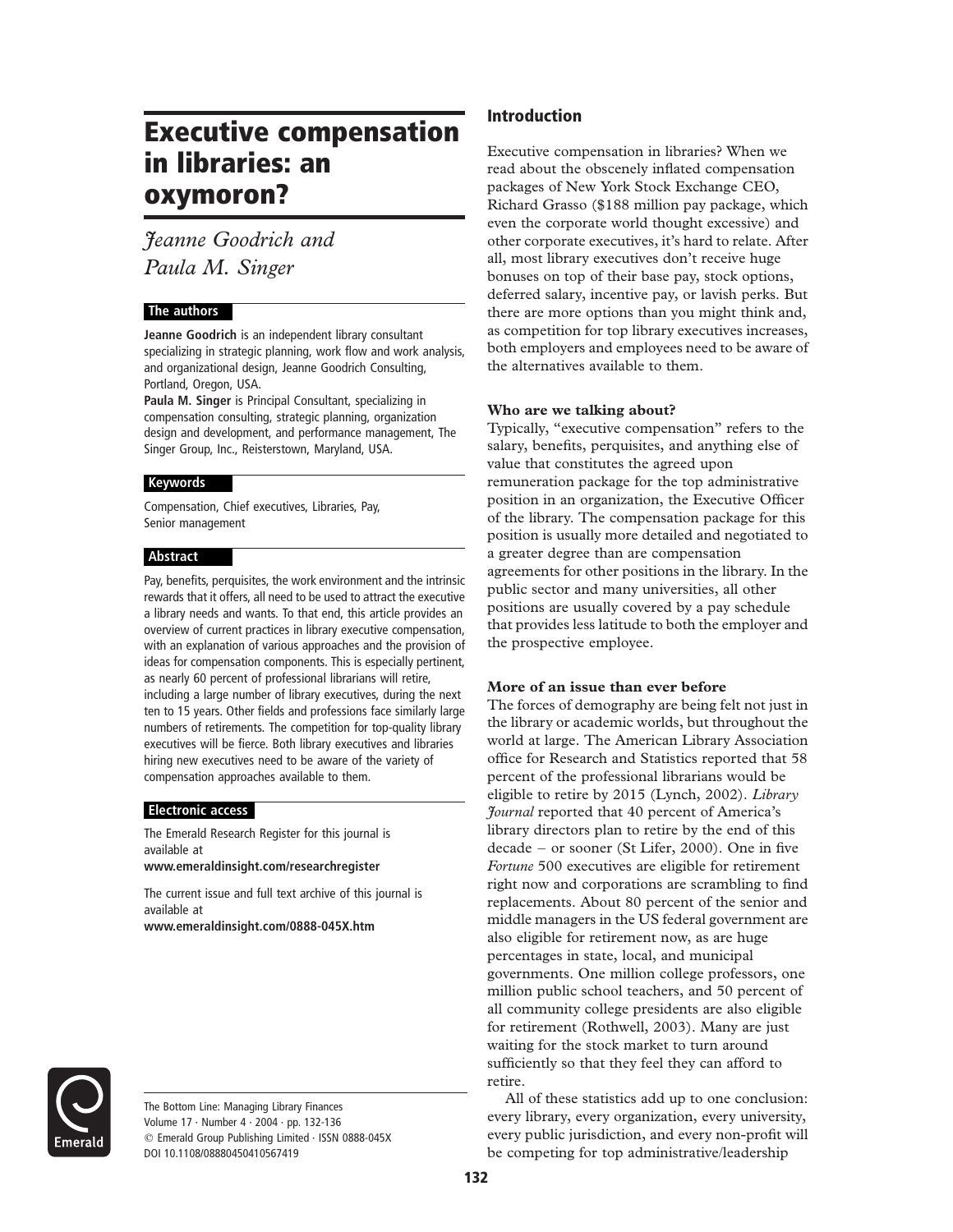# Executive compensation in libraries: an oxymoron?

*Jeanne Goodrich and Paula M. Singer*

**The authors**

**Jeanne Goodrich** is an independent library consultant specializing in strategic planning, work flow and work analysis, and organizational design, Jeanne Goodrich Consulting, Portland, Oregon, USA.

**Paula M. Singer** is Principal Consultant, specializing in compensation consulting, strategic planning, organization design and development, and performance management, The Singer Group, Inc., Reisterstown, Maryland, USA.

**Keywords**

Compensation, Chief executives, Libraries, Pay, Senior management

**Abstract**

Pay, benefits, perquisites, the work environment and the intrinsic rewards that it offers, all need to be used to attract the executive a library needs and wants. To that end, this article provides an overview of current practices in library executive compensation, with an explanation of various approaches and the provision of ideas for compensation components. This is especially pertinent, as nearly 60 percent of professional librarians will retire, including a large number of library executives, during the next ten to 15 years. Other fields and professions face similarly large numbers of retirements. The competition for top-quality library executives will be fierce. Both library executives and libraries hiring new executives need to be aware of the variety of compensation approaches available to them.

**Electronic access**

The Emerald Research Register for this journal is available at
**www.emeraldinsight.com/researchregister**

The current issue and full text archive of this journal is available at
**www.emeraldinsight.com/0888-045X.htm**

The Bottom Line: Managing Library Finances
Volume 17 · Number 4 · 2004 · pp. 132-136
© Emerald Group Publishing Limited · ISSN 0888-045X
DOI 10.1108/08880450410567419

## Introduction

Executive compensation in libraries? When we read about the obscenely inflated compensation packages of New York Stock Exchange CEO, Richard Grasso ($188 million pay package, which even the corporate world thought excessive) and other corporate executives, it's hard to relate. After all, most library executives don't receive huge bonuses on top of their base pay, stock options, deferred salary, incentive pay, or lavish perks. But there are more options than you might think and, as competition for top library executives increases, both employers and employees need to be aware of the alternatives available to them.

### Who are we talking about?

Typically, "executive compensation" refers to the salary, benefits, perquisites, and anything else of value that constitutes the agreed upon remuneration package for the top administrative position in an organization, the Executive Officer of the library. The compensation package for this position is usually more detailed and negotiated to a greater degree than are compensation agreements for other positions in the library. In the public sector and many universities, all other positions are usually covered by a pay schedule that provides less latitude to both the employer and the prospective employee.

### More of an issue than ever before

The forces of demography are being felt not just in the library or academic worlds, but throughout the world at large. The American Library Association office for Research and Statistics reported that 58 percent of the professional librarians would be eligible to retire by 2015 (Lynch, 2002). *Library Journal* reported that 40 percent of America's library directors plan to retire by the end of this decade – or sooner (St Lifer, 2000). One in five *Fortune* 500 executives are eligible for retirement right now and corporations are scrambling to find replacements. About 80 percent of the senior and middle managers in the US federal government are also eligible for retirement now, as are huge percentages in state, local, and municipal governments. One million college professors, one million public school teachers, and 50 percent of all community college presidents are also eligible for retirement (Rothwell, 2003). Many are just waiting for the stock market to turn around sufficiently so that they feel they can afford to retire.

All of these statistics add up to one conclusion: every library, every organization, every university, every public jurisdiction, and every non-profit will be competing for top administrative/leadership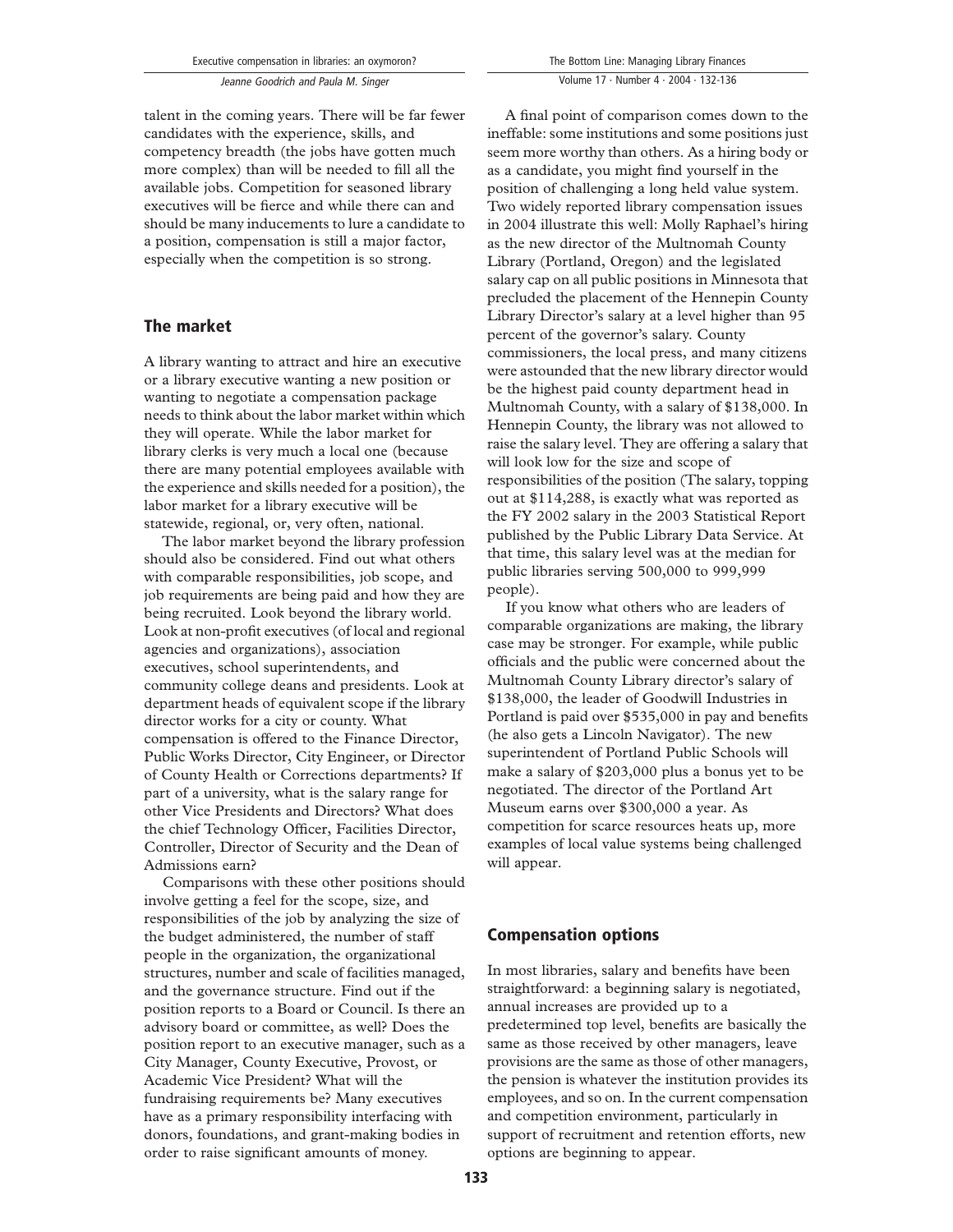talent in the coming years. There will be far fewer candidates with the experience, skills, and competency breadth (the jobs have gotten much more complex) than will be needed to fill all the available jobs. Competition for seasoned library executives will be fierce and while there can and should be many inducements to lure a candidate to a position, compensation is still a major factor, especially when the competition is so strong.

## The market

A library wanting to attract and hire an executive or a library executive wanting a new position or wanting to negotiate a compensation package needs to think about the labor market within which they will operate. While the labor market for library clerks is very much a local one (because there are many potential employees available with the experience and skills needed for a position), the labor market for a library executive will be statewide, regional, or, very often, national.

The labor market beyond the library profession should also be considered. Find out what others with comparable responsibilities, job scope, and job requirements are being paid and how they are being recruited. Look beyond the library world. Look at non-profit executives (of local and regional agencies and organizations), association executives, school superintendents, and community college deans and presidents. Look at department heads of equivalent scope if the library director works for a city or county. What compensation is offered to the Finance Director, Public Works Director, City Engineer, or Director of County Health or Corrections departments? If part of a university, what is the salary range for other Vice Presidents and Directors? What does the chief Technology Officer, Facilities Director, Controller, Director of Security and the Dean of Admissions earn?

Comparisons with these other positions should involve getting a feel for the scope, size, and responsibilities of the job by analyzing the size of the budget administered, the number of staff people in the organization, the organizational structures, number and scale of facilities managed, and the governance structure. Find out if the position reports to a Board or Council. Is there an advisory board or committee, as well? Does the position report to an executive manager, such as a City Manager, County Executive, Provost, or Academic Vice President? What will the fundraising requirements be? Many executives have as a primary responsibility interfacing with donors, foundations, and grant-making bodies in order to raise significant amounts of money.

A final point of comparison comes down to the ineffable: some institutions and some positions just seem more worthy than others. As a hiring body or as a candidate, you might find yourself in the position of challenging a long held value system. Two widely reported library compensation issues in 2004 illustrate this well: Molly Raphael's hiring as the new director of the Multnomah County Library (Portland, Oregon) and the legislated salary cap on all public positions in Minnesota that precluded the placement of the Hennepin County Library Director's salary at a level higher than 95 percent of the governor's salary. County commissioners, the local press, and many citizens were astounded that the new library director would be the highest paid county department head in Multnomah County, with a salary of $138,000. In Hennepin County, the library was not allowed to raise the salary level. They are offering a salary that will look low for the size and scope of responsibilities of the position (The salary, topping out at $114,288, is exactly what was reported as the FY 2002 salary in the 2003 Statistical Report published by the Public Library Data Service. At that time, this salary level was at the median for public libraries serving 500,000 to 999,999 people).

If you know what others who are leaders of comparable organizations are making, the library case may be stronger. For example, while public officials and the public were concerned about the Multnomah County Library director's salary of $138,000, the leader of Goodwill Industries in Portland is paid over $535,000 in pay and benefits (he also gets a Lincoln Navigator). The new superintendent of Portland Public Schools will make a salary of $203,000 plus a bonus yet to be negotiated. The director of the Portland Art Museum earns over $300,000 a year. As competition for scarce resources heats up, more examples of local value systems being challenged will appear.

## Compensation options

In most libraries, salary and benefits have been straightforward: a beginning salary is negotiated, annual increases are provided up to a predetermined top level, benefits are basically the same as those received by other managers, leave provisions are the same as those of other managers, the pension is whatever the institution provides its employees, and so on. In the current compensation and competition environment, particularly in support of recruitment and retention efforts, new options are beginning to appear.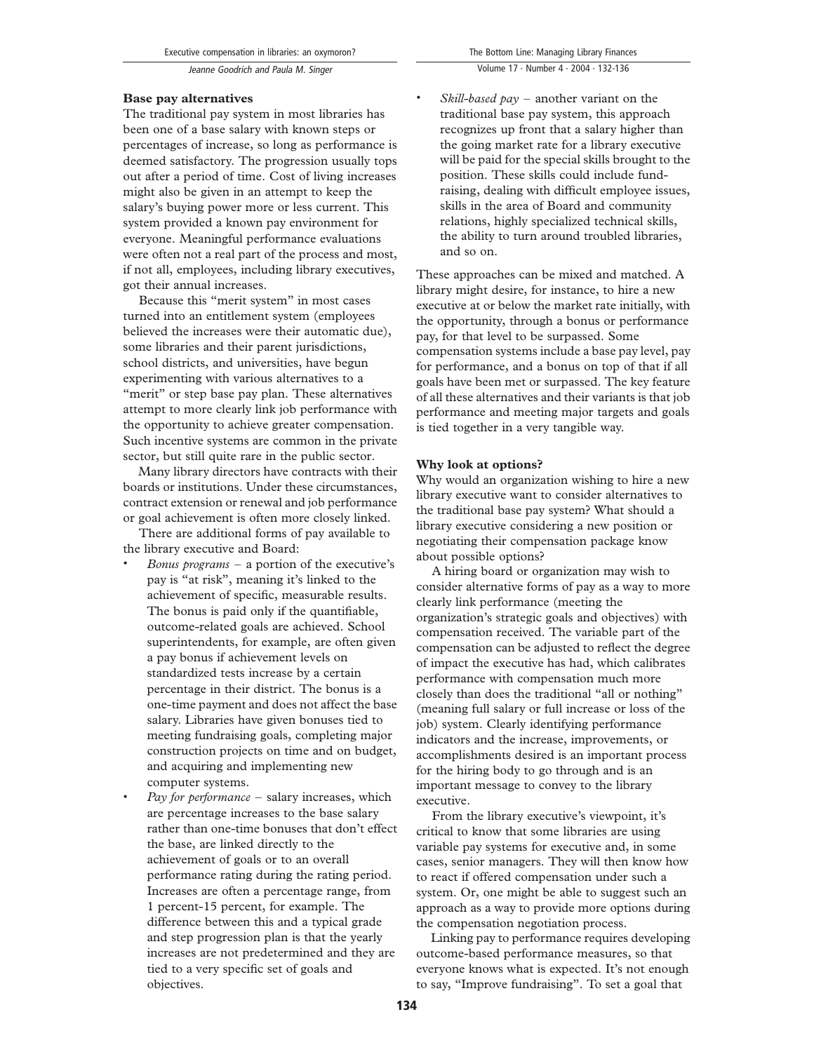**Base pay alternatives**

The traditional pay system in most libraries has been one of a base salary with known steps or percentages of increase, so long as performance is deemed satisfactory. The progression usually tops out after a period of time. Cost of living increases might also be given in an attempt to keep the salary's buying power more or less current. This system provided a known pay environment for everyone. Meaningful performance evaluations were often not a real part of the process and most, if not all, employees, including library executives, got their annual increases.

Because this "merit system" in most cases turned into an entitlement system (employees believed the increases were their automatic due), some libraries and their parent jurisdictions, school districts, and universities, have begun experimenting with various alternatives to a "merit" or step base pay plan. These alternatives attempt to more clearly link job performance with the opportunity to achieve greater compensation. Such incentive systems are common in the private sector, but still quite rare in the public sector.

Many library directors have contracts with their boards or institutions. Under these circumstances, contract extension or renewal and job performance or goal achievement is often more closely linked.

There are additional forms of pay available to the library executive and Board:

- *Bonus programs* – a portion of the executive's pay is "at risk", meaning it's linked to the achievement of specific, measurable results. The bonus is paid only if the quantifiable, outcome-related goals are achieved. School superintendents, for example, are often given a pay bonus if achievement levels on standardized tests increase by a certain percentage in their district. The bonus is a one-time payment and does not affect the base salary. Libraries have given bonuses tied to meeting fundraising goals, completing major construction projects on time and on budget, and acquiring and implementing new computer systems.
- *Pay for performance* – salary increases, which are percentage increases to the base salary rather than one-time bonuses that don't effect the base, are linked directly to the achievement of goals or to an overall performance rating during the rating period. Increases are often a percentage range, from 1 percent-15 percent, for example. The difference between this and a typical grade and step progression plan is that the yearly increases are not predetermined and they are tied to a very specific set of goals and objectives.
- *Skill-based pay* – another variant on the traditional base pay system, this approach recognizes up front that a salary higher than the going market rate for a library executive will be paid for the special skills brought to the position. These skills could include fund-raising, dealing with difficult employee issues, skills in the area of Board and community relations, highly specialized technical skills, the ability to turn around troubled libraries, and so on.

These approaches can be mixed and matched. A library might desire, for instance, to hire a new executive at or below the market rate initially, with the opportunity, through a bonus or performance pay, for that level to be surpassed. Some compensation systems include a base pay level, pay for performance, and a bonus on top of that if all goals have been met or surpassed. The key feature of all these alternatives and their variants is that job performance and meeting major targets and goals is tied together in a very tangible way.

**Why look at options?**

Why would an organization wishing to hire a new library executive want to consider alternatives to the traditional base pay system? What should a library executive considering a new position or negotiating their compensation package know about possible options?

A hiring board or organization may wish to consider alternative forms of pay as a way to more clearly link performance (meeting the organization's strategic goals and objectives) with compensation received. The variable part of the compensation can be adjusted to reflect the degree of impact the executive has had, which calibrates performance with compensation much more closely than does the traditional "all or nothing" (meaning full salary or full increase or loss of the job) system. Clearly identifying performance indicators and the increase, improvements, or accomplishments desired is an important process for the hiring body to go through and is an important message to convey to the library executive.

From the library executive's viewpoint, it's critical to know that some libraries are using variable pay systems for executive and, in some cases, senior managers. They will then know how to react if offered compensation under such a system. Or, one might be able to suggest such an approach as a way to provide more options during the compensation negotiation process.

Linking pay to performance requires developing outcome-based performance measures, so that everyone knows what is expected. It's not enough to say, "Improve fundraising". To set a goal that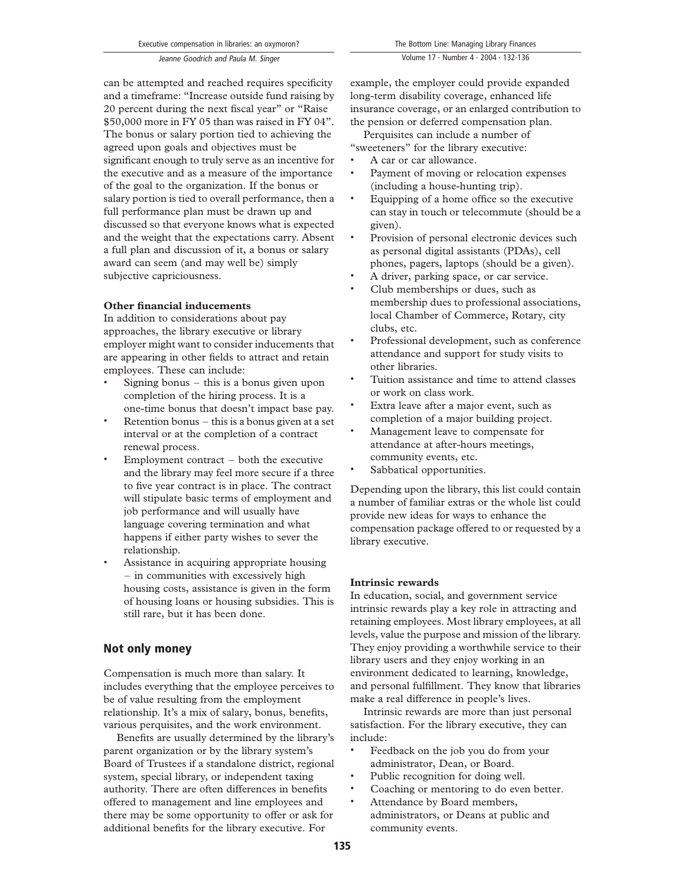can be attempted and reached requires specificity and a timeframe: "Increase outside fund raising by 20 percent during the next fiscal year" or "Raise $50,000 more in FY 05 than was raised in FY 04". The bonus or salary portion tied to achieving the agreed upon goals and objectives must be significant enough to truly serve as an incentive for the executive and as a measure of the importance of the goal to the organization. If the bonus or salary portion is tied to overall performance, then a full performance plan must be drawn up and discussed so that everyone knows what is expected and the weight that the expectations carry. Absent a full plan and discussion of it, a bonus or salary award can seem (and may well be) simply subjective capriciousness.

**Other financial inducements**

In addition to considerations about pay approaches, the library executive or library employer might want to consider inducements that are appearing in other fields to attract and retain employees. These can include:

- Signing bonus – this is a bonus given upon completion of the hiring process. It is a one-time bonus that doesn't impact base pay.
- Retention bonus – this is a bonus given at a set interval or at the completion of a contract renewal process.
- Employment contract – both the executive and the library may feel more secure if a three to five year contract is in place. The contract will stipulate basic terms of employment and job performance and will usually have language covering termination and what happens if either party wishes to sever the relationship.
- Assistance in acquiring appropriate housing – in communities with excessively high housing costs, assistance is given in the form of housing loans or housing subsidies. This is still rare, but it has been done.

## Not only money

Compensation is much more than salary. It includes everything that the employee perceives to be of value resulting from the employment relationship. It's a mix of salary, bonus, benefits, various perquisites, and the work environment.

Benefits are usually determined by the library's parent organization or by the library system's Board of Trustees if a standalone district, regional system, special library, or independent taxing authority. There are often differences in benefits offered to management and line employees and there may be some opportunity to offer or ask for additional benefits for the library executive. For example, the employer could provide expanded long-term disability coverage, enhanced life insurance coverage, or an enlarged contribution to the pension or deferred compensation plan.

Perquisites can include a number of "sweeteners" for the library executive:

- A car or car allowance.
- Payment of moving or relocation expenses (including a house-hunting trip).
- Equipping of a home office so the executive can stay in touch or telecommute (should be a given).
- Provision of personal electronic devices such as personal digital assistants (PDAs), cell phones, pagers, laptops (should be a given).
- A driver, parking space, or car service.
- Club memberships or dues, such as membership dues to professional associations, local Chamber of Commerce, Rotary, city clubs, etc.
- Professional development, such as conference attendance and support for study visits to other libraries.
- Tuition assistance and time to attend classes or work on class work.
- Extra leave after a major event, such as completion of a major building project.
- Management leave to compensate for attendance at after-hours meetings, community events, etc.
- Sabbatical opportunities.

Depending upon the library, this list could contain a number of familiar extras or the whole list could provide new ideas for ways to enhance the compensation package offered to or requested by a library executive.

**Intrinsic rewards**

In education, social, and government service intrinsic rewards play a key role in attracting and retaining employees. Most library employees, at all levels, value the purpose and mission of the library. They enjoy providing a worthwhile service to their library users and they enjoy working in an environment dedicated to learning, knowledge, and personal fulfillment. They know that libraries make a real difference in people's lives.

Intrinsic rewards are more than just personal satisfaction. For the library executive, they can include:

- Feedback on the job you do from your administrator, Dean, or Board.
- Public recognition for doing well.
- Coaching or mentoring to do even better.
- Attendance by Board members, administrators, or Deans at public and community events.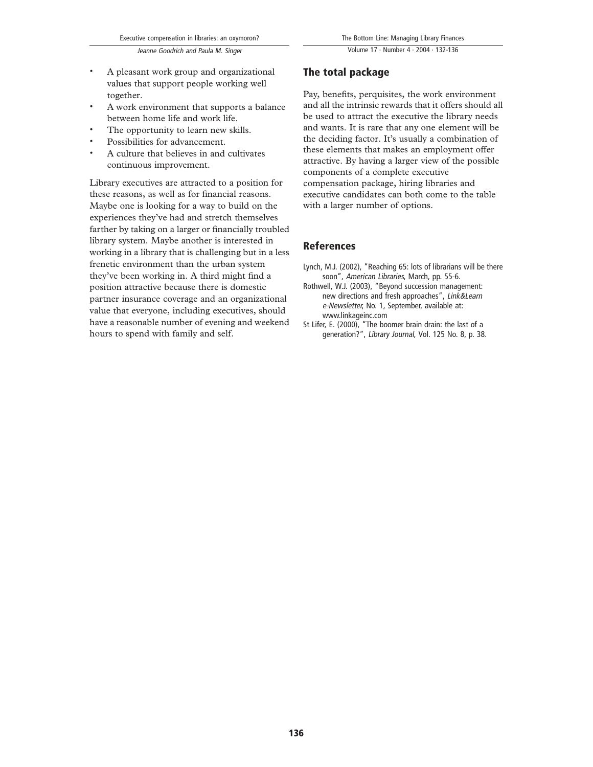- A pleasant work group and organizational values that support people working well together.
- A work environment that supports a balance between home life and work life.
- The opportunity to learn new skills.
- Possibilities for advancement.
- A culture that believes in and cultivates continuous improvement.

Library executives are attracted to a position for these reasons, as well as for financial reasons. Maybe one is looking for a way to build on the experiences they've had and stretch themselves farther by taking on a larger or financially troubled library system. Maybe another is interested in working in a library that is challenging but in a less frenetic environment than the urban system they've been working in. A third might find a position attractive because there is domestic partner insurance coverage and an organizational value that everyone, including executives, should have a reasonable number of evening and weekend hours to spend with family and self.

## The total package

Pay, benefits, perquisites, the work environment and all the intrinsic rewards that it offers should all be used to attract the executive the library needs and wants. It is rare that any one element will be the deciding factor. It's usually a combination of these elements that makes an employment offer attractive. By having a larger view of the possible components of a complete executive compensation package, hiring libraries and executive candidates can both come to the table with a larger number of options.

## References

Lynch, M.J. (2002), "Reaching 65: lots of librarians will be there soon", *American Libraries*, March, pp. 55-6.

Rothwell, W.J. (2003), "Beyond succession management: new directions and fresh approaches", *Link&Learn e-Newsletter*, No. 1, September, available at: www.linkageinc.com

St Lifer, E. (2000), "The boomer brain drain: the last of a generation?", *Library Journal*, Vol. 125 No. 8, p. 38.